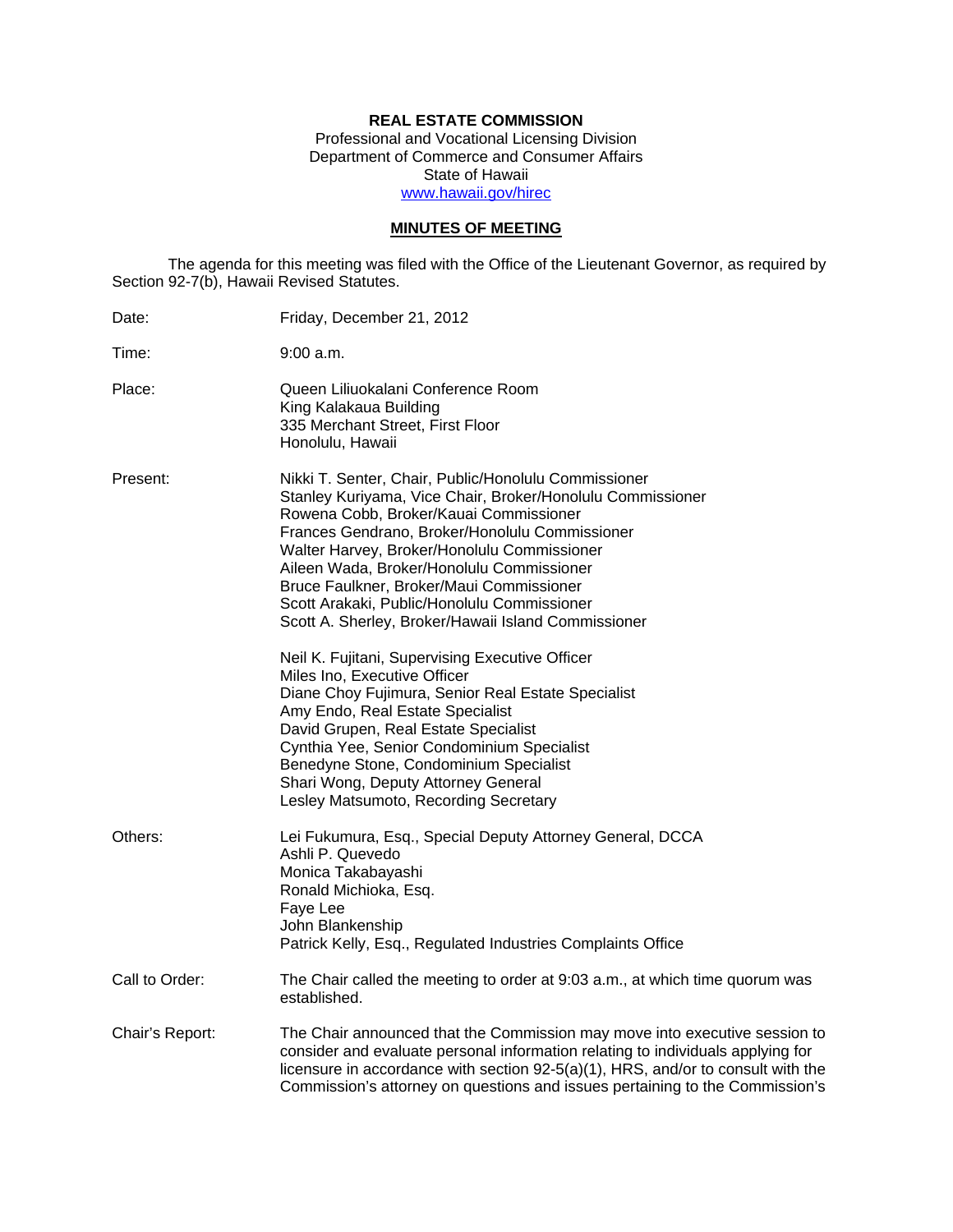**REAL ESTATE COMMISSION**
Professional and Vocational Licensing Division
Department of Commerce and Consumer Affairs
State of Hawaii
www.hawaii.gov/hirec

## MINUTES OF MEETING

The agenda for this meeting was filed with the Office of the Lieutenant Governor, as required by Section 92-7(b), Hawaii Revised Statutes.

Date: Friday, December 21, 2012

Time: 9:00 a.m.

Place: Queen Liliuokalani Conference Room
King Kalakaua Building
335 Merchant Street, First Floor
Honolulu, Hawaii

Present:
Nikki T. Senter, Chair, Public/Honolulu Commissioner
Stanley Kuriyama, Vice Chair, Broker/Honolulu Commissioner
Rowena Cobb, Broker/Kauai Commissioner
Frances Gendrano, Broker/Honolulu Commissioner
Walter Harvey, Broker/Honolulu Commissioner
Aileen Wada, Broker/Honolulu Commissioner
Bruce Faulkner, Broker/Maui Commissioner
Scott Arakaki, Public/Honolulu Commissioner
Scott A. Sherley, Broker/Hawaii Island Commissioner

Neil K. Fujitani, Supervising Executive Officer
Miles Ino, Executive Officer
Diane Choy Fujimura, Senior Real Estate Specialist
Amy Endo, Real Estate Specialist
David Grupen, Real Estate Specialist
Cynthia Yee, Senior Condominium Specialist
Benedyne Stone, Condominium Specialist
Shari Wong, Deputy Attorney General
Lesley Matsumoto, Recording Secretary

Others:
Lei Fukumura, Esq., Special Deputy Attorney General, DCCA
Ashli P. Quevedo
Monica Takabayashi
Ronald Michioka, Esq.
Faye Lee
John Blankenship
Patrick Kelly, Esq., Regulated Industries Complaints Office

Call to Order: The Chair called the meeting to order at 9:03 a.m., at which time quorum was established.

Chair's Report: The Chair announced that the Commission may move into executive session to consider and evaluate personal information relating to individuals applying for licensure in accordance with section 92-5(a)(1), HRS, and/or to consult with the Commission's attorney on questions and issues pertaining to the Commission's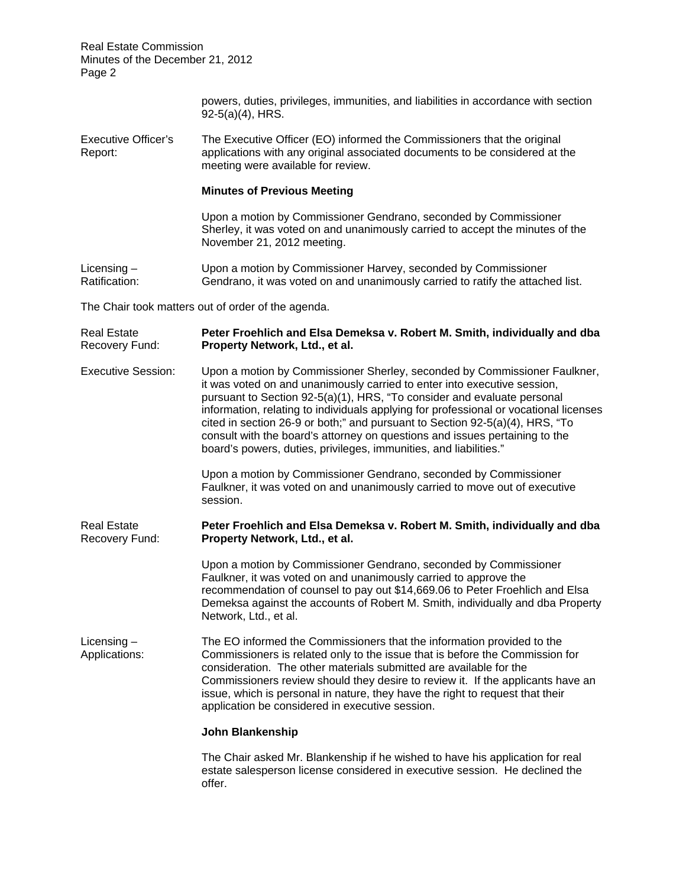powers, duties, privileges, immunities, and liabilities in accordance with section 92-5(a)(4), HRS.

Executive Officer's Report: The Executive Officer (EO) informed the Commissioners that the original applications with any original associated documents to be considered at the meeting were available for review.

**Minutes of Previous Meeting**

Upon a motion by Commissioner Gendrano, seconded by Commissioner Sherley, it was voted on and unanimously carried to accept the minutes of the November 21, 2012 meeting.

Licensing – Ratification: Upon a motion by Commissioner Harvey, seconded by Commissioner Gendrano, it was voted on and unanimously carried to ratify the attached list.

The Chair took matters out of order of the agenda.

Real Estate Recovery Fund: **Peter Froehlich and Elsa Demeksa v. Robert M. Smith, individually and dba Property Network, Ltd., et al.**

Executive Session: Upon a motion by Commissioner Sherley, seconded by Commissioner Faulkner, it was voted on and unanimously carried to enter into executive session, pursuant to Section 92-5(a)(1), HRS, "To consider and evaluate personal information, relating to individuals applying for professional or vocational licenses cited in section 26-9 or both;" and pursuant to Section 92-5(a)(4), HRS, "To consult with the board's attorney on questions and issues pertaining to the board's powers, duties, privileges, immunities, and liabilities."

Upon a motion by Commissioner Gendrano, seconded by Commissioner Faulkner, it was voted on and unanimously carried to move out of executive session.

Real Estate Recovery Fund: **Peter Froehlich and Elsa Demeksa v. Robert M. Smith, individually and dba Property Network, Ltd., et al.**

Upon a motion by Commissioner Gendrano, seconded by Commissioner Faulkner, it was voted on and unanimously carried to approve the recommendation of counsel to pay out $14,669.06 to Peter Froehlich and Elsa Demeksa against the accounts of Robert M. Smith, individually and dba Property Network, Ltd., et al.

Licensing – Applications: The EO informed the Commissioners that the information provided to the Commissioners is related only to the issue that is before the Commission for consideration. The other materials submitted are available for the Commissioners review should they desire to review it. If the applicants have an issue, which is personal in nature, they have the right to request that their application be considered in executive session.

**John Blankenship**

The Chair asked Mr. Blankenship if he wished to have his application for real estate salesperson license considered in executive session. He declined the offer.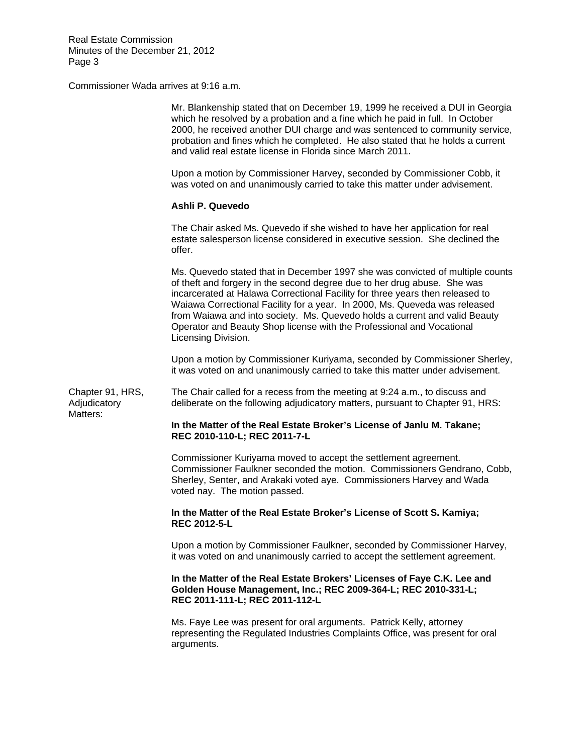Commissioner Wada arrives at 9:16 a.m.

Mr. Blankenship stated that on December 19, 1999 he received a DUI in Georgia which he resolved by a probation and a fine which he paid in full. In October 2000, he received another DUI charge and was sentenced to community service, probation and fines which he completed. He also stated that he holds a current and valid real estate license in Florida since March 2011.

Upon a motion by Commissioner Harvey, seconded by Commissioner Cobb, it was voted on and unanimously carried to take this matter under advisement.

**Ashli P. Quevedo**

The Chair asked Ms. Quevedo if she wished to have her application for real estate salesperson license considered in executive session. She declined the offer.

Ms. Quevedo stated that in December 1997 she was convicted of multiple counts of theft and forgery in the second degree due to her drug abuse. She was incarcerated at Halawa Correctional Facility for three years then released to Waiawa Correctional Facility for a year. In 2000, Ms. Queveda was released from Waiawa and into society. Ms. Quevedo holds a current and valid Beauty Operator and Beauty Shop license with the Professional and Vocational Licensing Division.

Upon a motion by Commissioner Kuriyama, seconded by Commissioner Sherley, it was voted on and unanimously carried to take this matter under advisement.

Chapter 91, HRS, Adjudicatory Matters:

The Chair called for a recess from the meeting at 9:24 a.m., to discuss and deliberate on the following adjudicatory matters, pursuant to Chapter 91, HRS:

**In the Matter of the Real Estate Broker's License of Janlu M. Takane; REC 2010-110-L; REC 2011-7-L**

Commissioner Kuriyama moved to accept the settlement agreement. Commissioner Faulkner seconded the motion. Commissioners Gendrano, Cobb, Sherley, Senter, and Arakaki voted aye. Commissioners Harvey and Wada voted nay. The motion passed.

**In the Matter of the Real Estate Broker's License of Scott S. Kamiya; REC 2012-5-L**

Upon a motion by Commissioner Faulkner, seconded by Commissioner Harvey, it was voted on and unanimously carried to accept the settlement agreement.

**In the Matter of the Real Estate Brokers' Licenses of Faye C.K. Lee and Golden House Management, Inc.; REC 2009-364-L; REC 2010-331-L; REC 2011-111-L; REC 2011-112-L**

Ms. Faye Lee was present for oral arguments. Patrick Kelly, attorney representing the Regulated Industries Complaints Office, was present for oral arguments.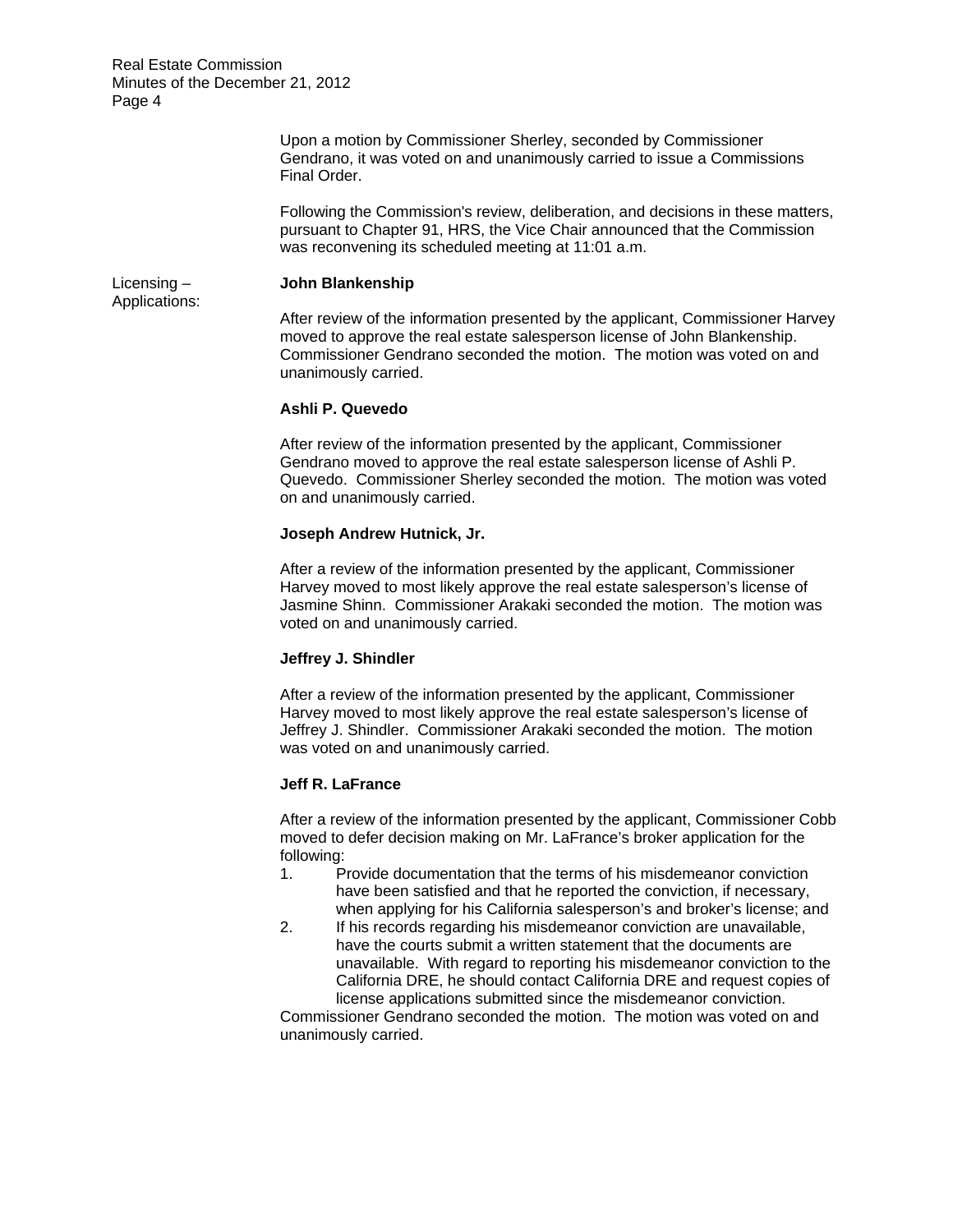Upon a motion by Commissioner Sherley, seconded by Commissioner Gendrano, it was voted on and unanimously carried to issue a Commissions Final Order.

Following the Commission's review, deliberation, and decisions in these matters, pursuant to Chapter 91, HRS, the Vice Chair announced that the Commission was reconvening its scheduled meeting at 11:01 a.m.

Licensing – Applications:

**John Blankenship**

After review of the information presented by the applicant, Commissioner Harvey moved to approve the real estate salesperson license of John Blankenship. Commissioner Gendrano seconded the motion. The motion was voted on and unanimously carried.

**Ashli P. Quevedo**

After review of the information presented by the applicant, Commissioner Gendrano moved to approve the real estate salesperson license of Ashli P. Quevedo. Commissioner Sherley seconded the motion. The motion was voted on and unanimously carried.

**Joseph Andrew Hutnick, Jr.**

After a review of the information presented by the applicant, Commissioner Harvey moved to most likely approve the real estate salesperson's license of Jasmine Shinn. Commissioner Arakaki seconded the motion. The motion was voted on and unanimously carried.

**Jeffrey J. Shindler**

After a review of the information presented by the applicant, Commissioner Harvey moved to most likely approve the real estate salesperson's license of Jeffrey J. Shindler. Commissioner Arakaki seconded the motion. The motion was voted on and unanimously carried.

**Jeff R. LaFrance**

After a review of the information presented by the applicant, Commissioner Cobb moved to defer decision making on Mr. LaFrance's broker application for the following:

1. Provide documentation that the terms of his misdemeanor conviction have been satisfied and that he reported the conviction, if necessary, when applying for his California salesperson's and broker's license; and
2. If his records regarding his misdemeanor conviction are unavailable, have the courts submit a written statement that the documents are unavailable. With regard to reporting his misdemeanor conviction to the California DRE, he should contact California DRE and request copies of license applications submitted since the misdemeanor conviction.

Commissioner Gendrano seconded the motion. The motion was voted on and unanimously carried.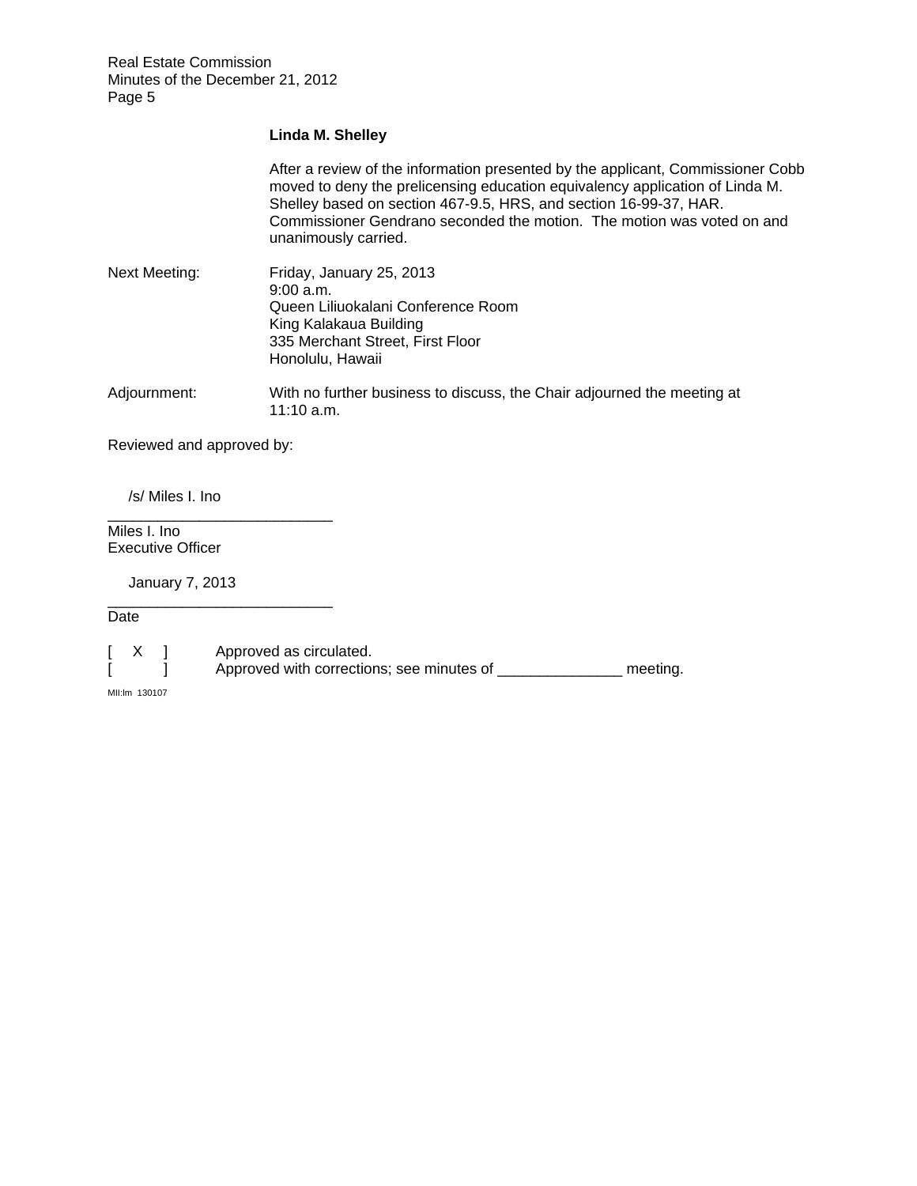**Linda M. Shelley**

After a review of the information presented by the applicant, Commissioner Cobb moved to deny the prelicensing education equivalency application of Linda M. Shelley based on section 467-9.5, HRS, and section 16-99-37, HAR. Commissioner Gendrano seconded the motion. The motion was voted on and unanimously carried.

Next Meeting: Friday, January 25, 2013
9:00 a.m.
Queen Liliuokalani Conference Room
King Kalakaua Building
335 Merchant Street, First Floor
Honolulu, Hawaii

Adjournment: With no further business to discuss, the Chair adjourned the meeting at 11:10 a.m.

Reviewed and approved by:

/s/ Miles I. Ino
___________________________
Miles I. Ino
Executive Officer

January 7, 2013
___________________________
Date

[ X ] Approved as circulated.
[ ] Approved with corrections; see minutes of _______________ meeting.

MII:lm 130107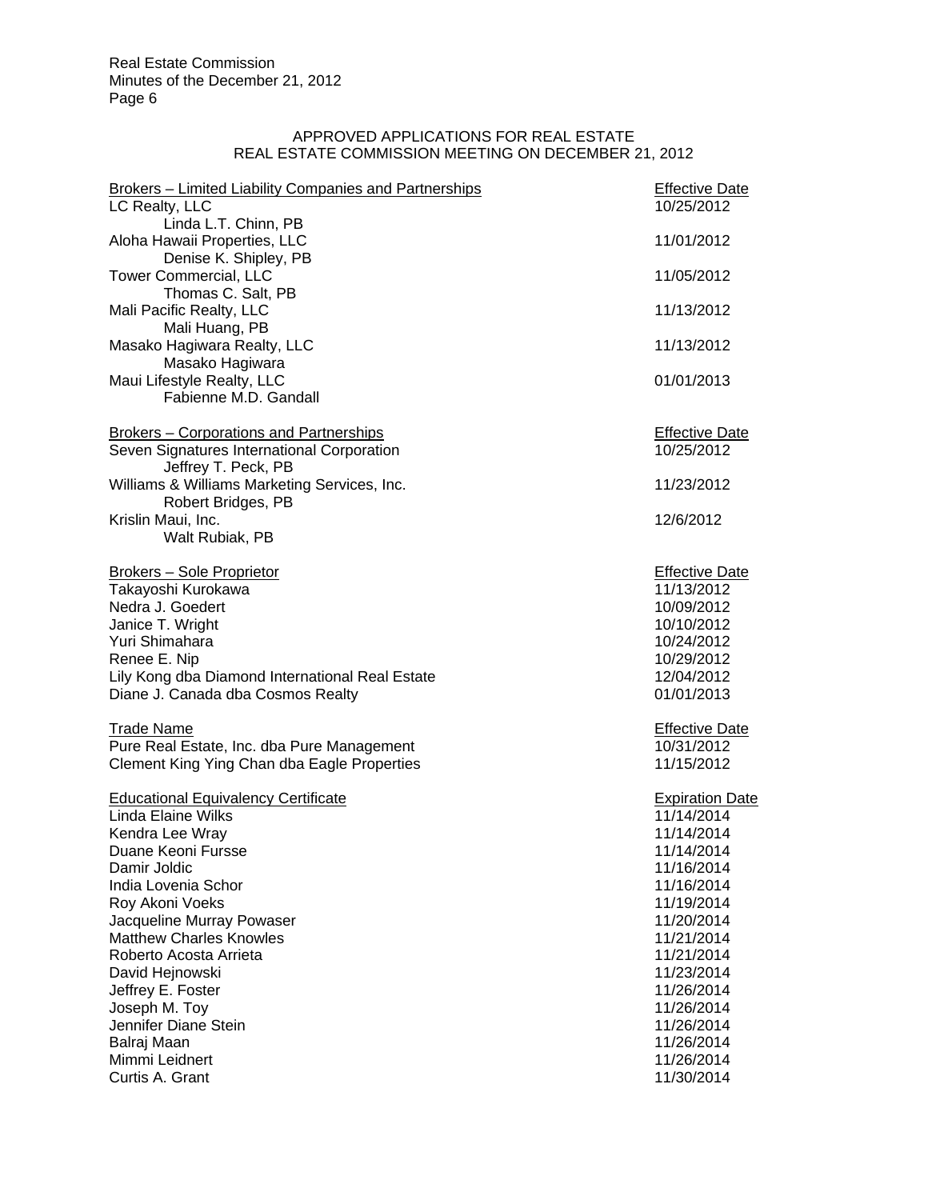APPROVED APPLICATIONS FOR REAL ESTATE
REAL ESTATE COMMISSION MEETING ON DECEMBER 21, 2012

| Brokers – Limited Liability Companies and Partnerships | Effective Date |
|---|---|
| LC Realty, LLC<br>Linda L.T. Chinn, PB | 10/25/2012 |
| Aloha Hawaii Properties, LLC<br>Denise K. Shipley, PB | 11/01/2012 |
| Tower Commercial, LLC<br>Thomas C. Salt, PB | 11/05/2012 |
| Mali Pacific Realty, LLC<br>Mali Huang, PB | 11/13/2012 |
| Masako Hagiwara Realty, LLC<br>Masako Hagiwara | 11/13/2012 |
| Maui Lifestyle Realty, LLC<br>Fabienne M.D. Gandall | 01/01/2013 |

| Brokers – Corporations and Partnerships | Effective Date |
|---|---|
| Seven Signatures International Corporation<br>Jeffrey T. Peck, PB | 10/25/2012 |
| Williams & Williams Marketing Services, Inc.<br>Robert Bridges, PB | 11/23/2012 |
| Krislin Maui, Inc.<br>Walt Rubiak, PB | 12/6/2012 |

| Brokers – Sole Proprietor | Effective Date |
|---|---|
| Takayoshi Kurokawa | 11/13/2012 |
| Nedra J. Goedert | 10/09/2012 |
| Janice T. Wright | 10/10/2012 |
| Yuri Shimahara | 10/24/2012 |
| Renee E. Nip | 10/29/2012 |
| Lily Kong dba Diamond International Real Estate | 12/04/2012 |
| Diane J. Canada dba Cosmos Realty | 01/01/2013 |

| Trade Name | Effective Date |
|---|---|
| Pure Real Estate, Inc. dba Pure Management | 10/31/2012 |
| Clement King Ying Chan dba Eagle Properties | 11/15/2012 |

| Educational Equivalency Certificate | Expiration Date |
|---|---|
| Linda Elaine Wilks | 11/14/2014 |
| Kendra Lee Wray | 11/14/2014 |
| Duane Keoni Fursse | 11/14/2014 |
| Damir Joldic | 11/16/2014 |
| India Lovenia Schor | 11/16/2014 |
| Roy Akoni Voeks | 11/19/2014 |
| Jacqueline Murray Powaser | 11/20/2014 |
| Matthew Charles Knowles | 11/21/2014 |
| Roberto Acosta Arrieta | 11/21/2014 |
| David Hejnowski | 11/23/2014 |
| Jeffrey E. Foster | 11/26/2014 |
| Joseph M. Toy | 11/26/2014 |
| Jennifer Diane Stein | 11/26/2014 |
| Balraj Maan | 11/26/2014 |
| Mimmi Leidnert | 11/26/2014 |
| Curtis A. Grant | 11/30/2014 |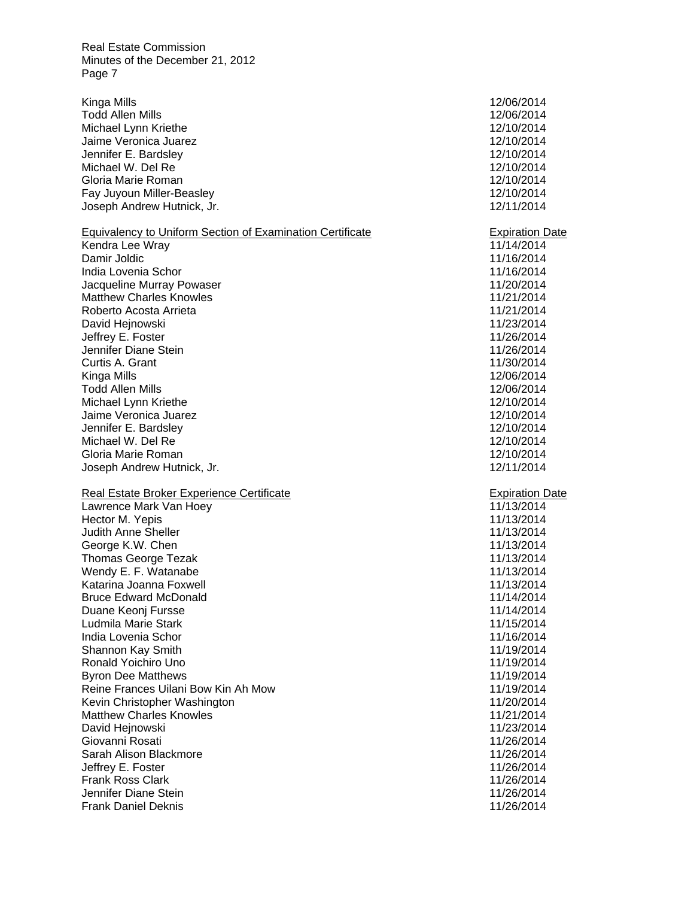| | |
|---|---|
| Kinga Mills | 12/06/2014 |
| Todd Allen Mills | 12/06/2014 |
| Michael Lynn Kriethe | 12/10/2014 |
| Jaime Veronica Juarez | 12/10/2014 |
| Jennifer E. Bardsley | 12/10/2014 |
| Michael W. Del Re | 12/10/2014 |
| Gloria Marie Roman | 12/10/2014 |
| Fay Juyoun Miller-Beasley | 12/10/2014 |
| Joseph Andrew Hutnick, Jr. | 12/11/2014 |

| Equivalency to Uniform Section of Examination Certificate | Expiration Date |
|---|---|
| Kendra Lee Wray | 11/14/2014 |
| Damir Joldic | 11/16/2014 |
| India Lovenia Schor | 11/16/2014 |
| Jacqueline Murray Powaser | 11/20/2014 |
| Matthew Charles Knowles | 11/21/2014 |
| Roberto Acosta Arrieta | 11/21/2014 |
| David Hejnowski | 11/23/2014 |
| Jeffrey E. Foster | 11/26/2014 |
| Jennifer Diane Stein | 11/26/2014 |
| Curtis A. Grant | 11/30/2014 |
| Kinga Mills | 12/06/2014 |
| Todd Allen Mills | 12/06/2014 |
| Michael Lynn Kriethe | 12/10/2014 |
| Jaime Veronica Juarez | 12/10/2014 |
| Jennifer E. Bardsley | 12/10/2014 |
| Michael W. Del Re | 12/10/2014 |
| Gloria Marie Roman | 12/10/2014 |
| Joseph Andrew Hutnick, Jr. | 12/11/2014 |

| Real Estate Broker Experience Certificate | Expiration Date |
|---|---|
| Lawrence Mark Van Hoey | 11/13/2014 |
| Hector M. Yepis | 11/13/2014 |
| Judith Anne Sheller | 11/13/2014 |
| George K.W. Chen | 11/13/2014 |
| Thomas George Tezak | 11/13/2014 |
| Wendy E. F. Watanabe | 11/13/2014 |
| Katarina Joanna Foxwell | 11/13/2014 |
| Bruce Edward McDonald | 11/14/2014 |
| Duane Keonj Fursse | 11/14/2014 |
| Ludmila Marie Stark | 11/15/2014 |
| India Lovenia Schor | 11/16/2014 |
| Shannon Kay Smith | 11/19/2014 |
| Ronald Yoichiro Uno | 11/19/2014 |
| Byron Dee Matthews | 11/19/2014 |
| Reine Frances Uilani Bow Kin Ah Mow | 11/19/2014 |
| Kevin Christopher Washington | 11/20/2014 |
| Matthew Charles Knowles | 11/21/2014 |
| David Hejnowski | 11/23/2014 |
| Giovanni Rosati | 11/26/2014 |
| Sarah Alison Blackmore | 11/26/2014 |
| Jeffrey E. Foster | 11/26/2014 |
| Frank Ross Clark | 11/26/2014 |
| Jennifer Diane Stein | 11/26/2014 |
| Frank Daniel Deknis | 11/26/2014 |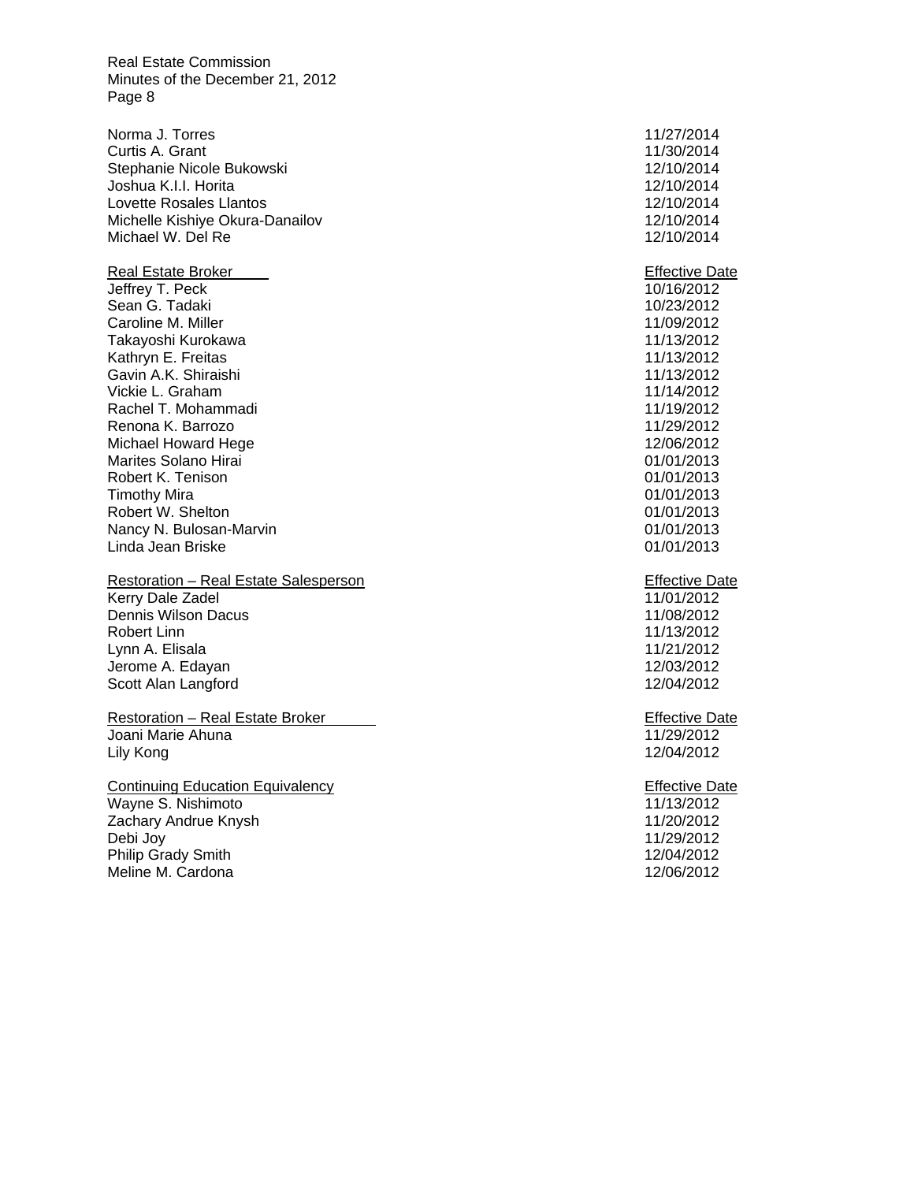| | |
|---|---|
| Norma J. Torres | 11/27/2014 |
| Curtis A. Grant | 11/30/2014 |
| Stephanie Nicole Bukowski | 12/10/2014 |
| Joshua K.I.I. Horita | 12/10/2014 |
| Lovette Rosales Llantos | 12/10/2014 |
| Michelle Kishiye Okura-Danailov | 12/10/2014 |
| Michael W. Del Re | 12/10/2014 |

| Real Estate Broker | Effective Date |
|---|---|
| Jeffrey T. Peck | 10/16/2012 |
| Sean G. Tadaki | 10/23/2012 |
| Caroline M. Miller | 11/09/2012 |
| Takayoshi Kurokawa | 11/13/2012 |
| Kathryn E. Freitas | 11/13/2012 |
| Gavin A.K. Shiraishi | 11/13/2012 |
| Vickie L. Graham | 11/14/2012 |
| Rachel T. Mohammadi | 11/19/2012 |
| Renona K. Barrozo | 11/29/2012 |
| Michael Howard Hege | 12/06/2012 |
| Marites Solano Hirai | 01/01/2013 |
| Robert K. Tenison | 01/01/2013 |
| Timothy Mira | 01/01/2013 |
| Robert W. Shelton | 01/01/2013 |
| Nancy N. Bulosan-Marvin | 01/01/2013 |
| Linda Jean Briske | 01/01/2013 |

| Restoration – Real Estate Salesperson | Effective Date |
|---|---|
| Kerry Dale Zadel | 11/01/2012 |
| Dennis Wilson Dacus | 11/08/2012 |
| Robert Linn | 11/13/2012 |
| Lynn A. Elisala | 11/21/2012 |
| Jerome A. Edayan | 12/03/2012 |
| Scott Alan Langford | 12/04/2012 |

| Restoration – Real Estate Broker | Effective Date |
|---|---|
| Joani Marie Ahuna | 11/29/2012 |
| Lily Kong | 12/04/2012 |

| Continuing Education Equivalency | Effective Date |
|---|---|
| Wayne S. Nishimoto | 11/13/2012 |
| Zachary Andrue Knysh | 11/20/2012 |
| Debi Joy | 11/29/2012 |
| Philip Grady Smith | 12/04/2012 |
| Meline M. Cardona | 12/06/2012 |